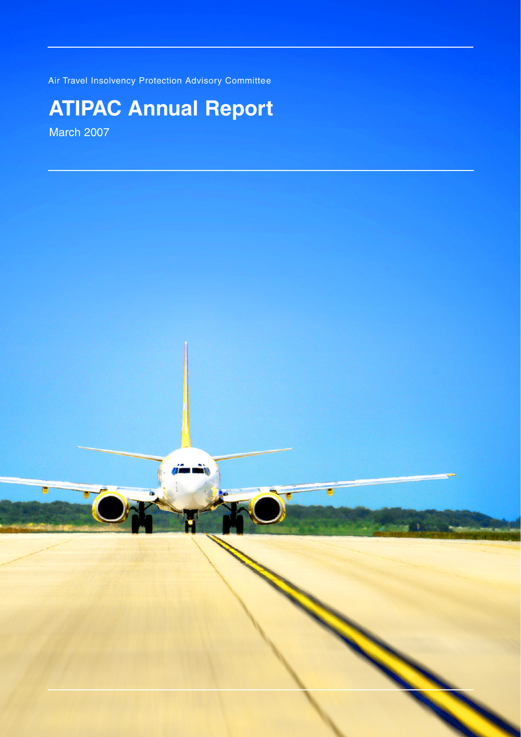Air Travel Insolvency Protection Advisory Committee

# ATIPAC Annual Report

March 2007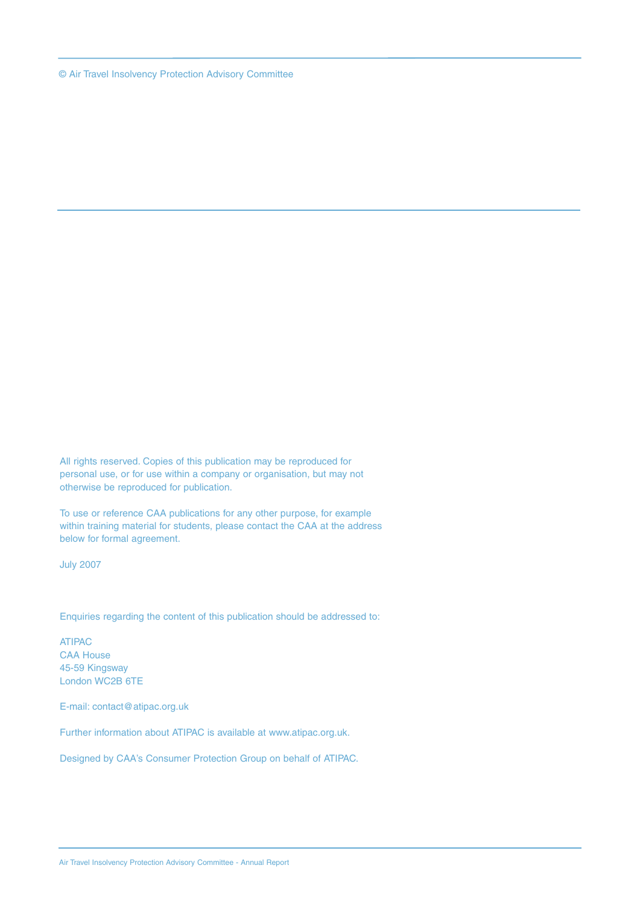© Air Travel Insolvency Protection Advisory Committee

All rights reserved. Copies of this publication may be reproduced for personal use, or for use within a company or organisation, but may not otherwise be reproduced for publication.

To use or reference CAA publications for any other purpose, for example within training material for students, please contact the CAA at the address below for formal agreement.

July 2007

Enquiries regarding the content of this publication should be addressed to:

ATIPAC
CAA House
45-59 Kingsway
London WC2B 6TE

E-mail: contact@atipac.org.uk

Further information about ATIPAC is available at www.atipac.org.uk.

Designed by CAA's Consumer Protection Group on behalf of ATIPAC.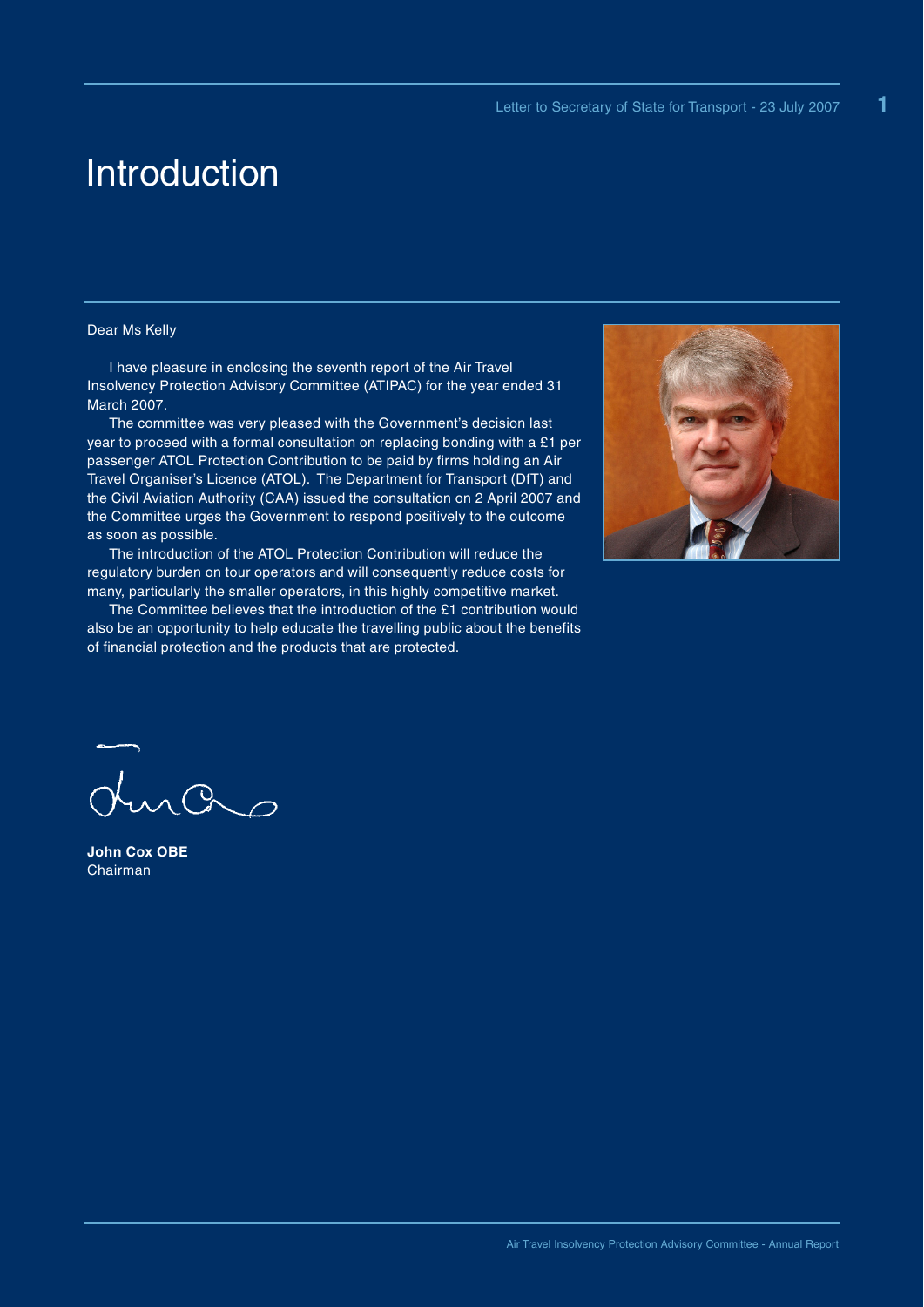# Introduction

Dear Ms Kelly

I have pleasure in enclosing the seventh report of the Air Travel Insolvency Protection Advisory Committee (ATIPAC) for the year ended 31 March 2007.

The committee was very pleased with the Government's decision last year to proceed with a formal consultation on replacing bonding with a £1 per passenger ATOL Protection Contribution to be paid by firms holding an Air Travel Organiser's Licence (ATOL). The Department for Transport (DfT) and the Civil Aviation Authority (CAA) issued the consultation on 2 April 2007 and the Committee urges the Government to respond positively to the outcome as soon as possible.

The introduction of the ATOL Protection Contribution will reduce the regulatory burden on tour operators and will consequently reduce costs for many, particularly the smaller operators, in this highly competitive market.

The Committee believes that the introduction of the £1 contribution would also be an opportunity to help educate the travelling public about the benefits of financial protection and the products that are protected.

**John Cox OBE**
Chairman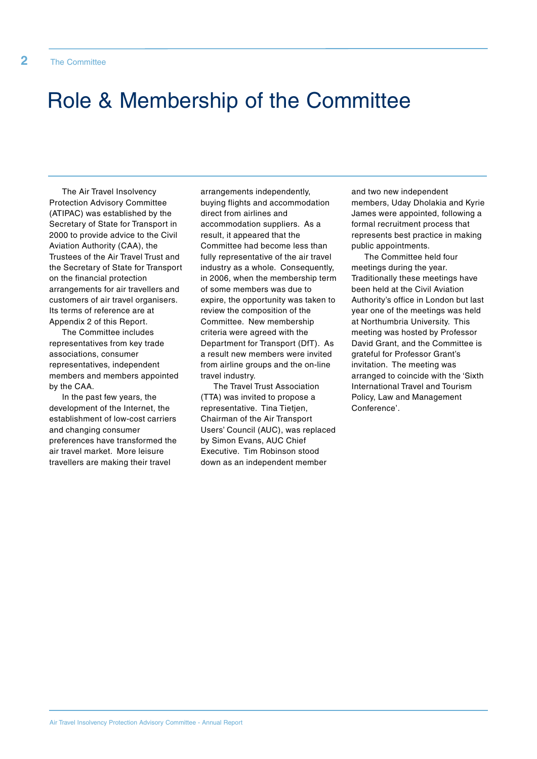# Role & Membership of the Committee

The Air Travel Insolvency Protection Advisory Committee (ATIPAC) was established by the Secretary of State for Transport in 2000 to provide advice to the Civil Aviation Authority (CAA), the Trustees of the Air Travel Trust and the Secretary of State for Transport on the financial protection arrangements for air travellers and customers of air travel organisers. Its terms of reference are at Appendix 2 of this Report.

The Committee includes representatives from key trade associations, consumer representatives, independent members and members appointed by the CAA.

In the past few years, the development of the Internet, the establishment of low-cost carriers and changing consumer preferences have transformed the air travel market. More leisure travellers are making their travel arrangements independently, buying flights and accommodation direct from airlines and accommodation suppliers. As a result, it appeared that the Committee had become less than fully representative of the air travel industry as a whole. Consequently, in 2006, when the membership term of some members was due to expire, the opportunity was taken to review the composition of the Committee. New membership criteria were agreed with the Department for Transport (DfT). As a result new members were invited from airline groups and the on-line travel industry.

The Travel Trust Association (TTA) was invited to propose a representative. Tina Tietjen, Chairman of the Air Transport Users' Council (AUC), was replaced by Simon Evans, AUC Chief Executive. Tim Robinson stood down as an independent member and two new independent members, Uday Dholakia and Kyrie James were appointed, following a formal recruitment process that represents best practice in making public appointments.

The Committee held four meetings during the year. Traditionally these meetings have been held at the Civil Aviation Authority's office in London but last year one of the meetings was held at Northumbria University. This meeting was hosted by Professor David Grant, and the Committee is grateful for Professor Grant's invitation. The meeting was arranged to coincide with the 'Sixth International Travel and Tourism Policy, Law and Management Conference'.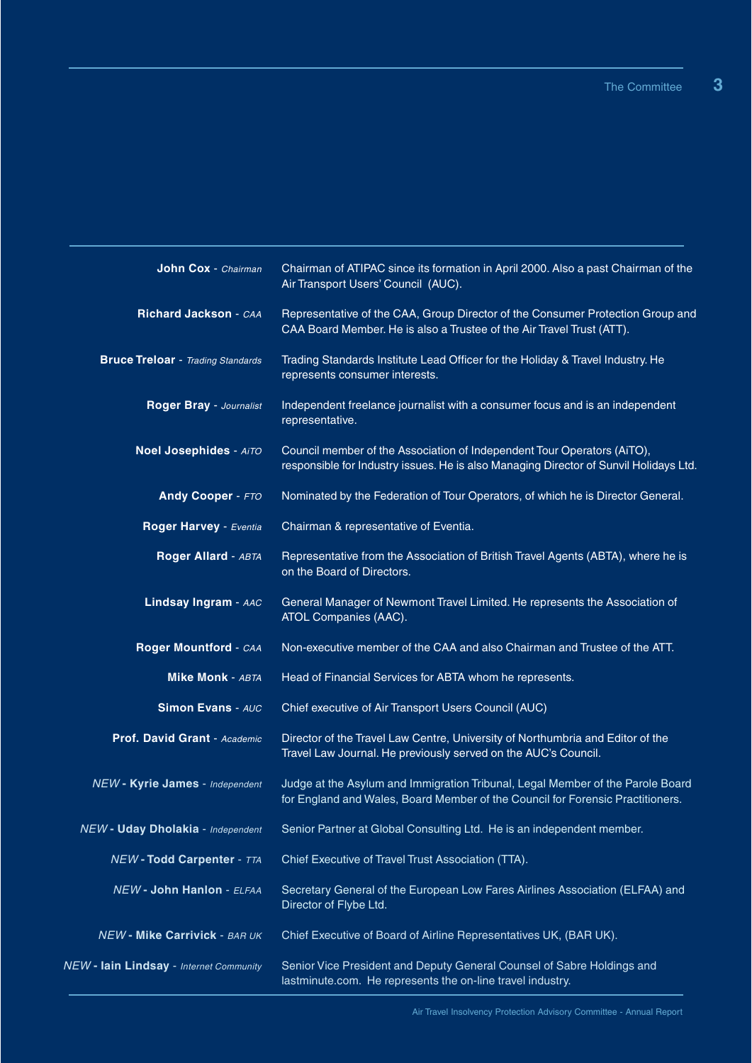| | |
|---|---|
| **John Cox** - *Chairman* | Chairman of ATIPAC since its formation in April 2000. Also a past Chairman of the Air Transport Users' Council (AUC). |
| **Richard Jackson** - *CAA* | Representative of the CAA, Group Director of the Consumer Protection Group and CAA Board Member. He is also a Trustee of the Air Travel Trust (ATT). |
| **Bruce Treloar** - *Trading Standards* | Trading Standards Institute Lead Officer for the Holiday & Travel Industry. He represents consumer interests. |
| **Roger Bray** - *Journalist* | Independent freelance journalist with a consumer focus and is an independent representative. |
| **Noel Josephides** - *AiTO* | Council member of the Association of Independent Tour Operators (AiTO), responsible for Industry issues. He is also Managing Director of Sunvil Holidays Ltd. |
| **Andy Cooper** - *FTO* | Nominated by the Federation of Tour Operators, of which he is Director General. |
| **Roger Harvey** - *Eventia* | Chairman & representative of Eventia. |
| **Roger Allard** - *ABTA* | Representative from the Association of British Travel Agents (ABTA), where he is on the Board of Directors. |
| **Lindsay Ingram** - *AAC* | General Manager of Newmont Travel Limited. He represents the Association of ATOL Companies (AAC). |
| **Roger Mountford** - *CAA* | Non-executive member of the CAA and also Chairman and Trustee of the ATT. |
| **Mike Monk** - *ABTA* | Head of Financial Services for ABTA whom he represents. |
| **Simon Evans** - *AUC* | Chief executive of Air Transport Users Council (AUC) |
| **Prof. David Grant** - *Academic* | Director of the Travel Law Centre, University of Northumbria and Editor of the Travel Law Journal. He previously served on the AUC's Council. |
| *NEW* - **Kyrie James** - *Independent* | Judge at the Asylum and Immigration Tribunal, Legal Member of the Parole Board for England and Wales, Board Member of the Council for Forensic Practitioners. |
| *NEW* - **Uday Dholakia** - *Independent* | Senior Partner at Global Consulting Ltd. He is an independent member. |
| *NEW* - **Todd Carpenter** - *TTA* | Chief Executive of Travel Trust Association (TTA). |
| *NEW* - **John Hanlon** - *ELFAA* | Secretary General of the European Low Fares Airlines Association (ELFAA) and Director of Flybe Ltd. |
| *NEW* - **Mike Carrivick** - *BAR UK* | Chief Executive of Board of Airline Representatives UK, (BAR UK). |
| *NEW* - **Iain Lindsay** - *Internet Community* | Senior Vice President and Deputy General Counsel of Sabre Holdings and lastminute.com. He represents the on-line travel industry. |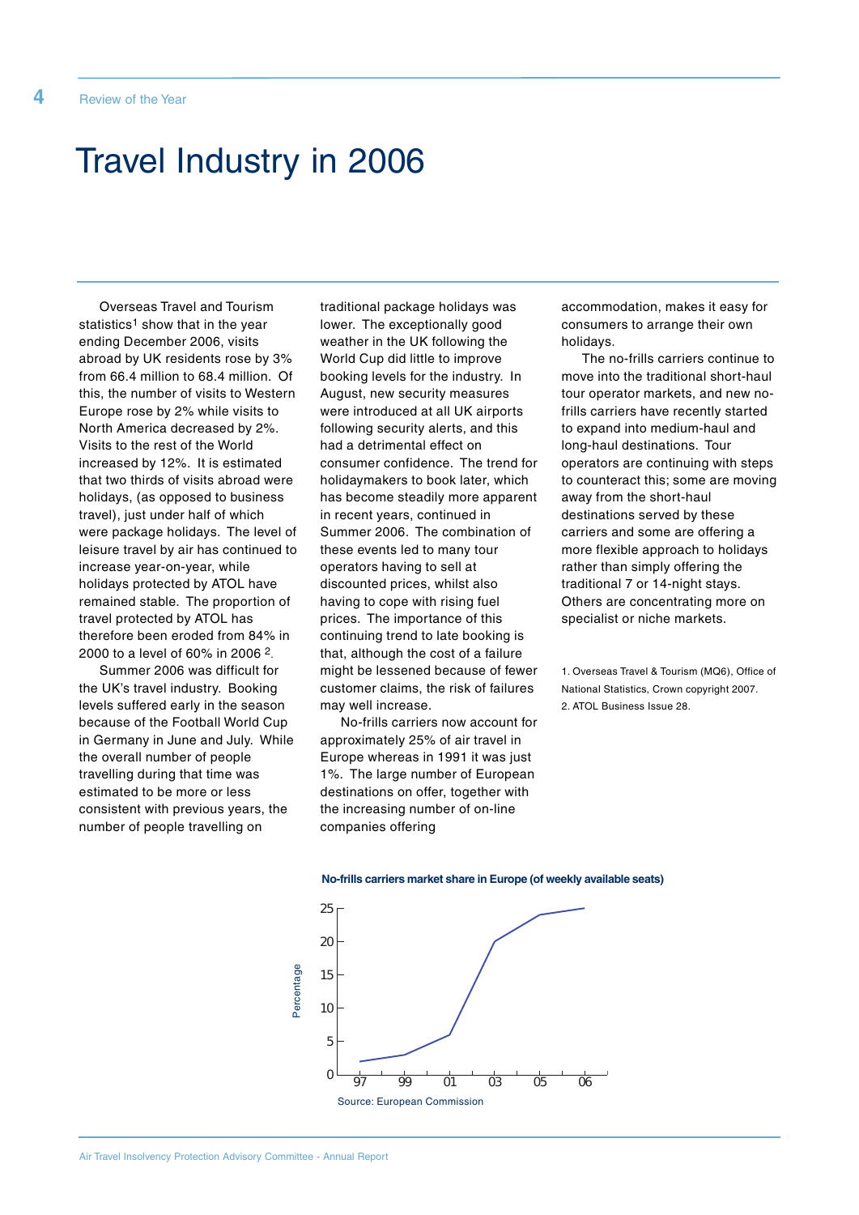# Travel Industry in 2006

Overseas Travel and Tourism statistics[1] show that in the year ending December 2006, visits abroad by UK residents rose by 3% from 66.4 million to 68.4 million. Of this, the number of visits to Western Europe rose by 2% while visits to North America decreased by 2%. Visits to the rest of the World increased by 12%. It is estimated that two thirds of visits abroad were holidays, (as opposed to business travel), just under half of which were package holidays. The level of leisure travel by air has continued to increase year-on-year, while holidays protected by ATOL have remained stable. The proportion of travel protected by ATOL has therefore been eroded from 84% in 2000 to a level of 60% in 2006 [2].

Summer 2006 was difficult for the UK's travel industry. Booking levels suffered early in the season because of the Football World Cup in Germany in June and July. While the overall number of people travelling during that time was estimated to be more or less consistent with previous years, the number of people travelling on traditional package holidays was lower. The exceptionally good weather in the UK following the World Cup did little to improve booking levels for the industry. In August, new security measures were introduced at all UK airports following security alerts, and this had a detrimental effect on consumer confidence. The trend for holidaymakers to book later, which has become steadily more apparent in recent years, continued in Summer 2006. The combination of these events led to many tour operators having to sell at discounted prices, whilst also having to cope with rising fuel prices. The importance of this continuing trend to late booking is that, although the cost of a failure might be lessened because of fewer customer claims, the risk of failures may well increase.

No-frills carriers now account for approximately 25% of air travel in Europe whereas in 1991 it was just 1%. The large number of European destinations on offer, together with the increasing number of on-line companies offering accommodation, makes it easy for consumers to arrange their own holidays.

The no-frills carriers continue to move into the traditional short-haul tour operator markets, and new no-frills carriers have recently started to expand into medium-haul and long-haul destinations. Tour operators are continuing with steps to counteract this; some are moving away from the short-haul destinations served by these carriers and some are offering a more flexible approach to holidays rather than simply offering the traditional 7 or 14-night stays. Others are concentrating more on specialist or niche markets.

1. Overseas Travel & Tourism (MQ6), Office of National Statistics, Crown copyright 2007.
2. ATOL Business Issue 28.

**No-frills carriers market share in Europe (of weekly available seats)**

Source: European Commission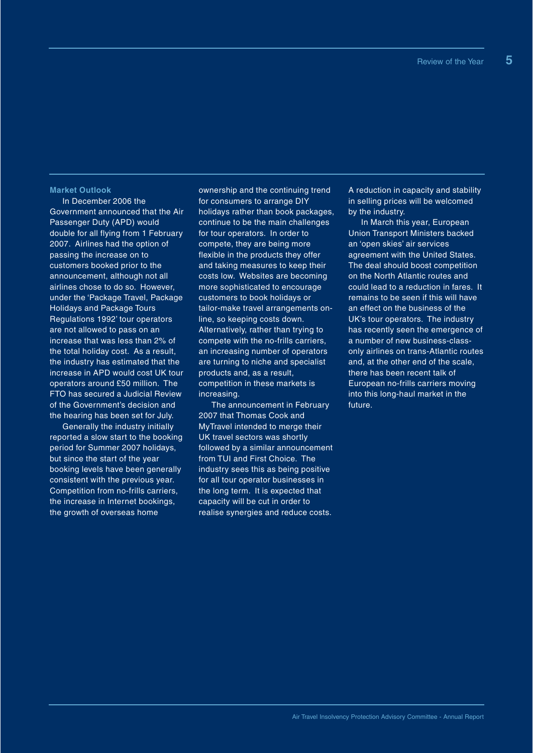## Market Outlook

In December 2006 the Government announced that the Air Passenger Duty (APD) would double for all flying from 1 February 2007. Airlines had the option of passing the increase on to customers booked prior to the announcement, although not all airlines chose to do so. However, under the 'Package Travel, Package Holidays and Package Tours Regulations 1992' tour operators are not allowed to pass on an increase that was less than 2% of the total holiday cost. As a result, the industry has estimated that the increase in APD would cost UK tour operators around £50 million. The FTO has secured a Judicial Review of the Government's decision and the hearing has been set for July.

Generally the industry initially reported a slow start to the booking period for Summer 2007 holidays, but since the start of the year booking levels have been generally consistent with the previous year. Competition from no-frills carriers, the increase in Internet bookings, the growth of overseas home ownership and the continuing trend for consumers to arrange DIY holidays rather than book packages, continue to be the main challenges for tour operators. In order to compete, they are being more flexible in the products they offer and taking measures to keep their costs low. Websites are becoming more sophisticated to encourage customers to book holidays or tailor-make travel arrangements on-line, so keeping costs down. Alternatively, rather than trying to compete with the no-frills carriers, an increasing number of operators are turning to niche and specialist products and, as a result, competition in these markets is increasing.

The announcement in February 2007 that Thomas Cook and MyTravel intended to merge their UK travel sectors was shortly followed by a similar announcement from TUI and First Choice. The industry sees this as being positive for all tour operator businesses in the long term. It is expected that capacity will be cut in order to realise synergies and reduce costs. A reduction in capacity and stability in selling prices will be welcomed by the industry.

In March this year, European Union Transport Ministers backed an 'open skies' air services agreement with the United States. The deal should boost competition on the North Atlantic routes and could lead to a reduction in fares. It remains to be seen if this will have an effect on the business of the UK's tour operators. The industry has recently seen the emergence of a number of new business-class-only airlines on trans-Atlantic routes and, at the other end of the scale, there has been recent talk of European no-frills carriers moving into this long-haul market in the future.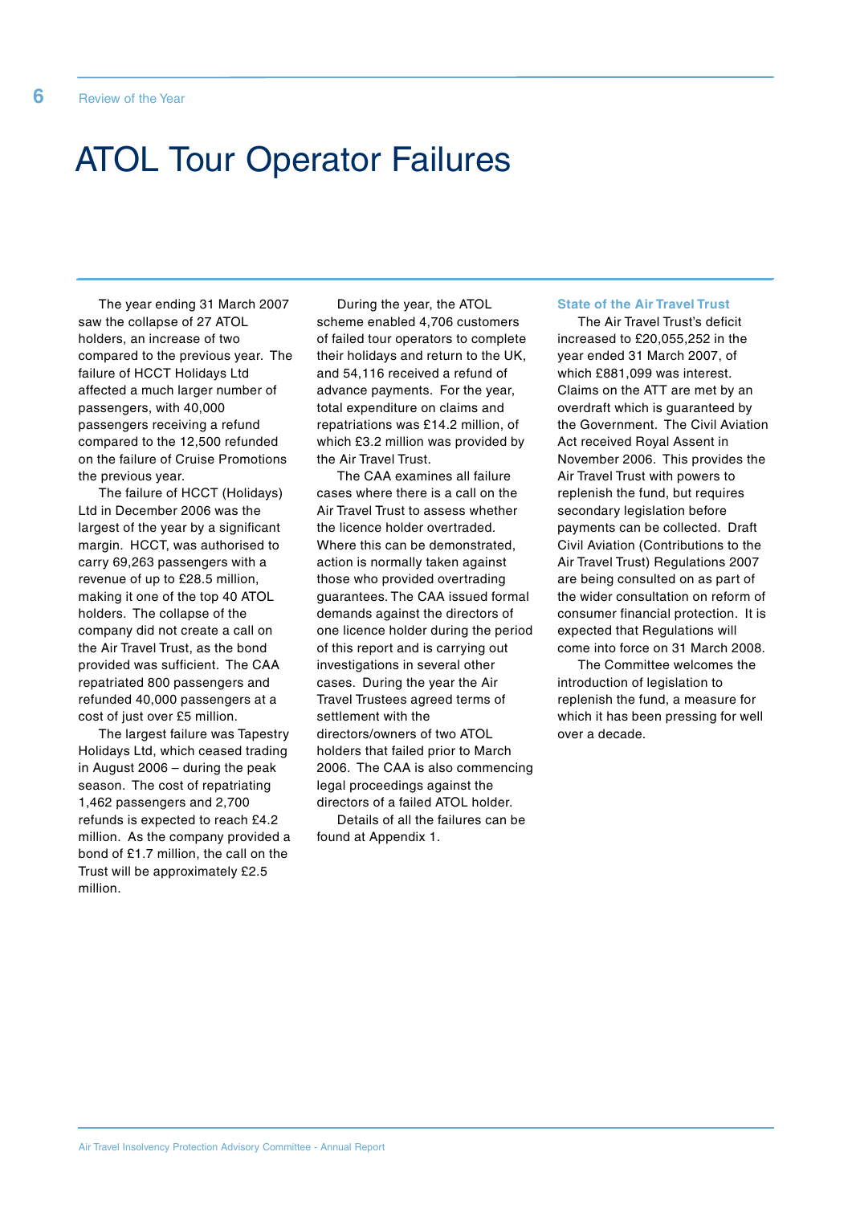# ATOL Tour Operator Failures

The year ending 31 March 2007 saw the collapse of 27 ATOL holders, an increase of two compared to the previous year. The failure of HCCT Holidays Ltd affected a much larger number of passengers, with 40,000 passengers receiving a refund compared to the 12,500 refunded on the failure of Cruise Promotions the previous year.

The failure of HCCT (Holidays) Ltd in December 2006 was the largest of the year by a significant margin. HCCT, was authorised to carry 69,263 passengers with a revenue of up to £28.5 million, making it one of the top 40 ATOL holders. The collapse of the company did not create a call on the Air Travel Trust, as the bond provided was sufficient. The CAA repatriated 800 passengers and refunded 40,000 passengers at a cost of just over £5 million.

The largest failure was Tapestry Holidays Ltd, which ceased trading in August 2006 – during the peak season. The cost of repatriating 1,462 passengers and 2,700 refunds is expected to reach £4.2 million. As the company provided a bond of £1.7 million, the call on the Trust will be approximately £2.5 million.

During the year, the ATOL scheme enabled 4,706 customers of failed tour operators to complete their holidays and return to the UK, and 54,116 received a refund of advance payments. For the year, total expenditure on claims and repatriations was £14.2 million, of which £3.2 million was provided by the Air Travel Trust.

The CAA examines all failure cases where there is a call on the Air Travel Trust to assess whether the licence holder overtraded. Where this can be demonstrated, action is normally taken against those who provided overtrading guarantees. The CAA issued formal demands against the directors of one licence holder during the period of this report and is carrying out investigations in several other cases. During the year the Air Travel Trustees agreed terms of settlement with the directors/owners of two ATOL holders that failed prior to March 2006. The CAA is also commencing legal proceedings against the directors of a failed ATOL holder.

Details of all the failures can be found at Appendix 1.

### State of the Air Travel Trust

The Air Travel Trust's deficit increased to £20,055,252 in the year ended 31 March 2007, of which £881,099 was interest. Claims on the ATT are met by an overdraft which is guaranteed by the Government. The Civil Aviation Act received Royal Assent in November 2006. This provides the Air Travel Trust with powers to replenish the fund, but requires secondary legislation before payments can be collected. Draft Civil Aviation (Contributions to the Air Travel Trust) Regulations 2007 are being consulted on as part of the wider consultation on reform of consumer financial protection. It is expected that Regulations will come into force on 31 March 2008.

The Committee welcomes the introduction of legislation to replenish the fund, a measure for which it has been pressing for well over a decade.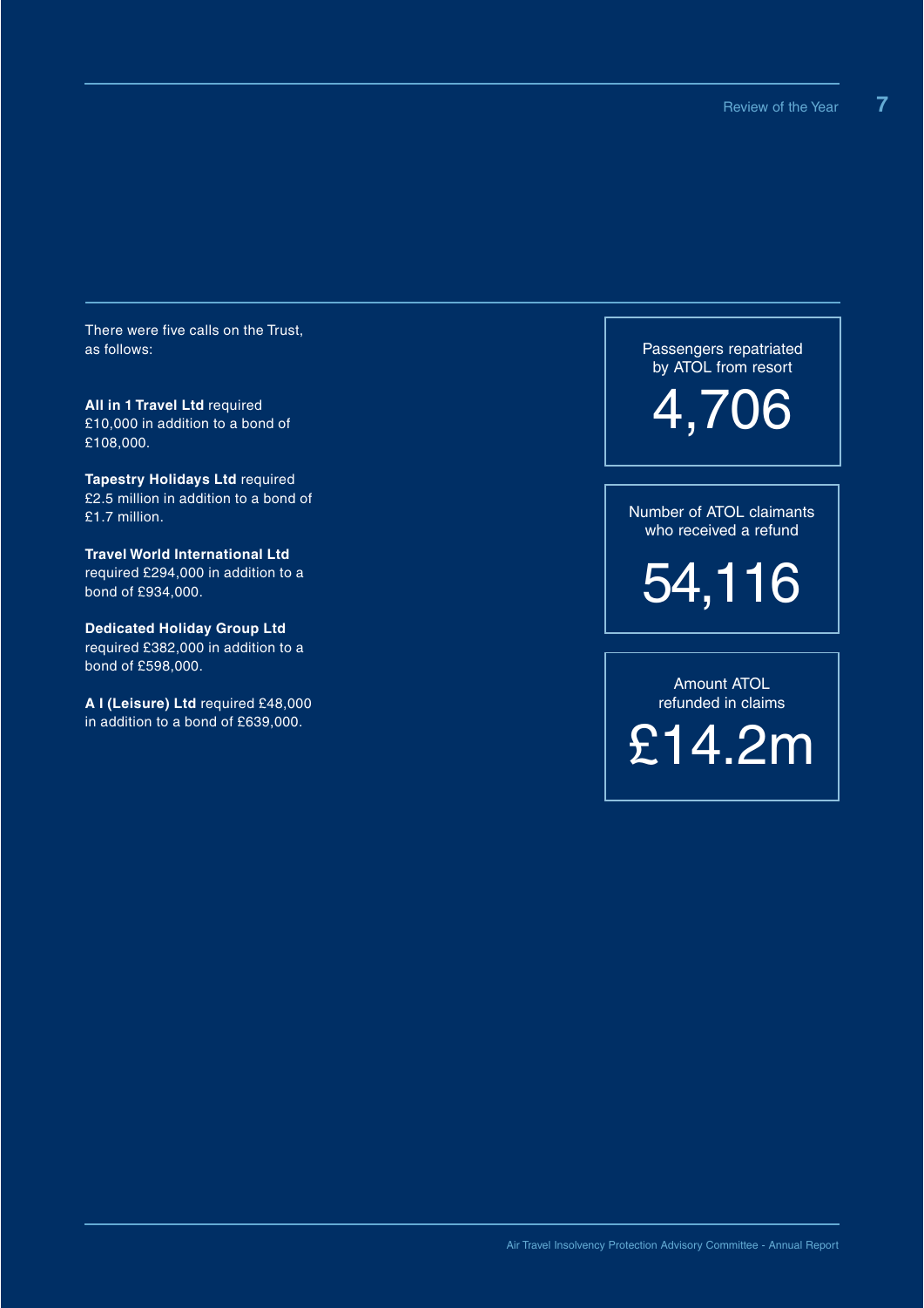There were five calls on the Trust, as follows:

**All in 1 Travel Ltd** required £10,000 in addition to a bond of £108,000.

**Tapestry Holidays Ltd** required £2.5 million in addition to a bond of £1.7 million.

**Travel World International Ltd** required £294,000 in addition to a bond of £934,000.

**Dedicated Holiday Group Ltd** required £382,000 in addition to a bond of £598,000.

**A I (Leisure) Ltd** required £48,000 in addition to a bond of £639,000.

Passengers repatriated by ATOL from resort

**4,706**

Number of ATOL claimants who received a refund

**54,116**

Amount ATOL refunded in claims

**£14.2m**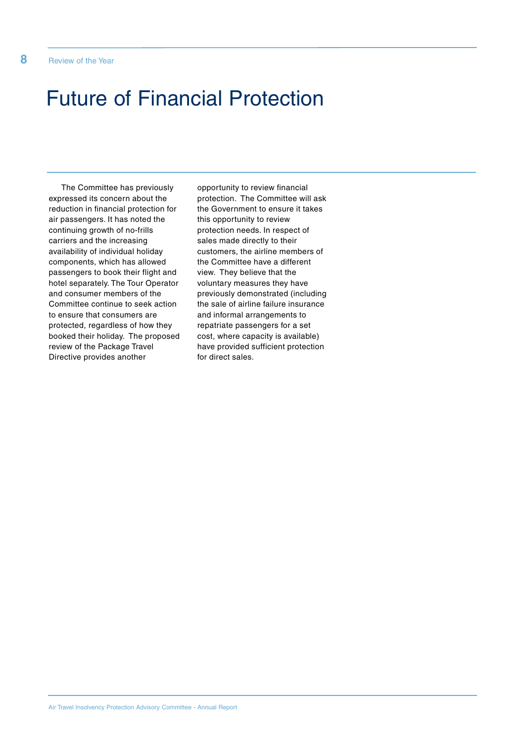# Future of Financial Protection

The Committee has previously expressed its concern about the reduction in financial protection for air passengers. It has noted the continuing growth of no-frills carriers and the increasing availability of individual holiday components, which has allowed passengers to book their flight and hotel separately. The Tour Operator and consumer members of the Committee continue to seek action to ensure that consumers are protected, regardless of how they booked their holiday. The proposed review of the Package Travel Directive provides another opportunity to review financial protection. The Committee will ask the Government to ensure it takes this opportunity to review protection needs. In respect of sales made directly to their customers, the airline members of the Committee have a different view. They believe that the voluntary measures they have previously demonstrated (including the sale of airline failure insurance and informal arrangements to repatriate passengers for a set cost, where capacity is available) have provided sufficient protection for direct sales.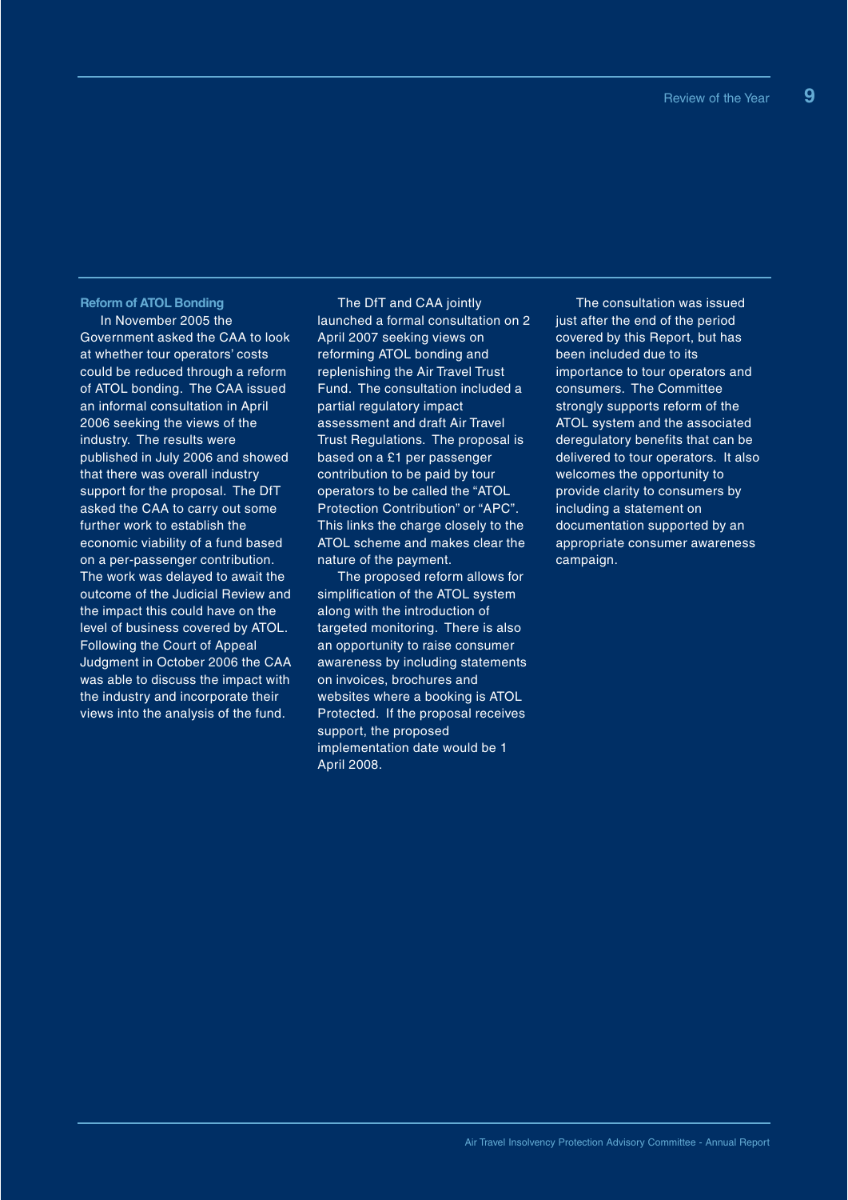### Reform of ATOL Bonding

In November 2005 the Government asked the CAA to look at whether tour operators' costs could be reduced through a reform of ATOL bonding. The CAA issued an informal consultation in April 2006 seeking the views of the industry. The results were published in July 2006 and showed that there was overall industry support for the proposal. The DfT asked the CAA to carry out some further work to establish the economic viability of a fund based on a per-passenger contribution. The work was delayed to await the outcome of the Judicial Review and the impact this could have on the level of business covered by ATOL. Following the Court of Appeal Judgment in October 2006 the CAA was able to discuss the impact with the industry and incorporate their views into the analysis of the fund.

The DfT and CAA jointly launched a formal consultation on 2 April 2007 seeking views on reforming ATOL bonding and replenishing the Air Travel Trust Fund. The consultation included a partial regulatory impact assessment and draft Air Travel Trust Regulations. The proposal is based on a £1 per passenger contribution to be paid by tour operators to be called the "ATOL Protection Contribution" or "APC". This links the charge closely to the ATOL scheme and makes clear the nature of the payment.

The proposed reform allows for simplification of the ATOL system along with the introduction of targeted monitoring. There is also an opportunity to raise consumer awareness by including statements on invoices, brochures and websites where a booking is ATOL Protected. If the proposal receives support, the proposed implementation date would be 1 April 2008.

The consultation was issued just after the end of the period covered by this Report, but has been included due to its importance to tour operators and consumers. The Committee strongly supports reform of the ATOL system and the associated deregulatory benefits that can be delivered to tour operators. It also welcomes the opportunity to provide clarity to consumers by including a statement on documentation supported by an appropriate consumer awareness campaign.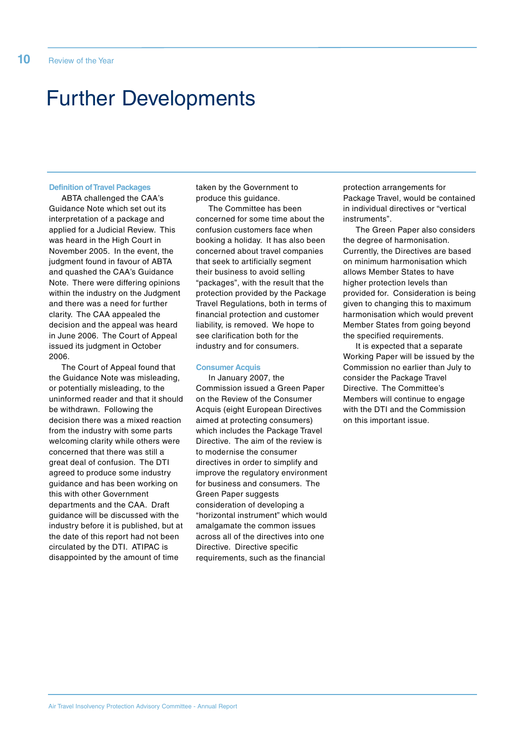# Further Developments

## Definition of Travel Packages

ABTA challenged the CAA's Guidance Note which set out its interpretation of a package and applied for a Judicial Review. This was heard in the High Court in November 2005. In the event, the judgment found in favour of ABTA and quashed the CAA's Guidance Note. There were differing opinions within the industry on the Judgment and there was a need for further clarity. The CAA appealed the decision and the appeal was heard in June 2006. The Court of Appeal issued its judgment in October 2006.

The Court of Appeal found that the Guidance Note was misleading, or potentially misleading, to the uninformed reader and that it should be withdrawn. Following the decision there was a mixed reaction from the industry with some parts welcoming clarity while others were concerned that there was still a great deal of confusion. The DTI agreed to produce some industry guidance and has been working on this with other Government departments and the CAA. Draft guidance will be discussed with the industry before it is published, but at the date of this report had not been circulated by the DTI. ATIPAC is disappointed by the amount of time taken by the Government to produce this guidance.

The Committee has been concerned for some time about the confusion customers face when booking a holiday. It has also been concerned about travel companies that seek to artificially segment their business to avoid selling "packages", with the result that the protection provided by the Package Travel Regulations, both in terms of financial protection and customer liability, is removed. We hope to see clarification both for the industry and for consumers.

## Consumer Acquis

In January 2007, the Commission issued a Green Paper on the Review of the Consumer Acquis (eight European Directives aimed at protecting consumers) which includes the Package Travel Directive. The aim of the review is to modernise the consumer directives in order to simplify and improve the regulatory environment for business and consumers. The Green Paper suggests consideration of developing a "horizontal instrument" which would amalgamate the common issues across all of the directives into one Directive. Directive specific requirements, such as the financial protection arrangements for Package Travel, would be contained in individual directives or "vertical instruments".

The Green Paper also considers the degree of harmonisation. Currently, the Directives are based on minimum harmonisation which allows Member States to have higher protection levels than provided for. Consideration is being given to changing this to maximum harmonisation which would prevent Member States from going beyond the specified requirements.

It is expected that a separate Working Paper will be issued by the Commission no earlier than July to consider the Package Travel Directive. The Committee's Members will continue to engage with the DTI and the Commission on this important issue.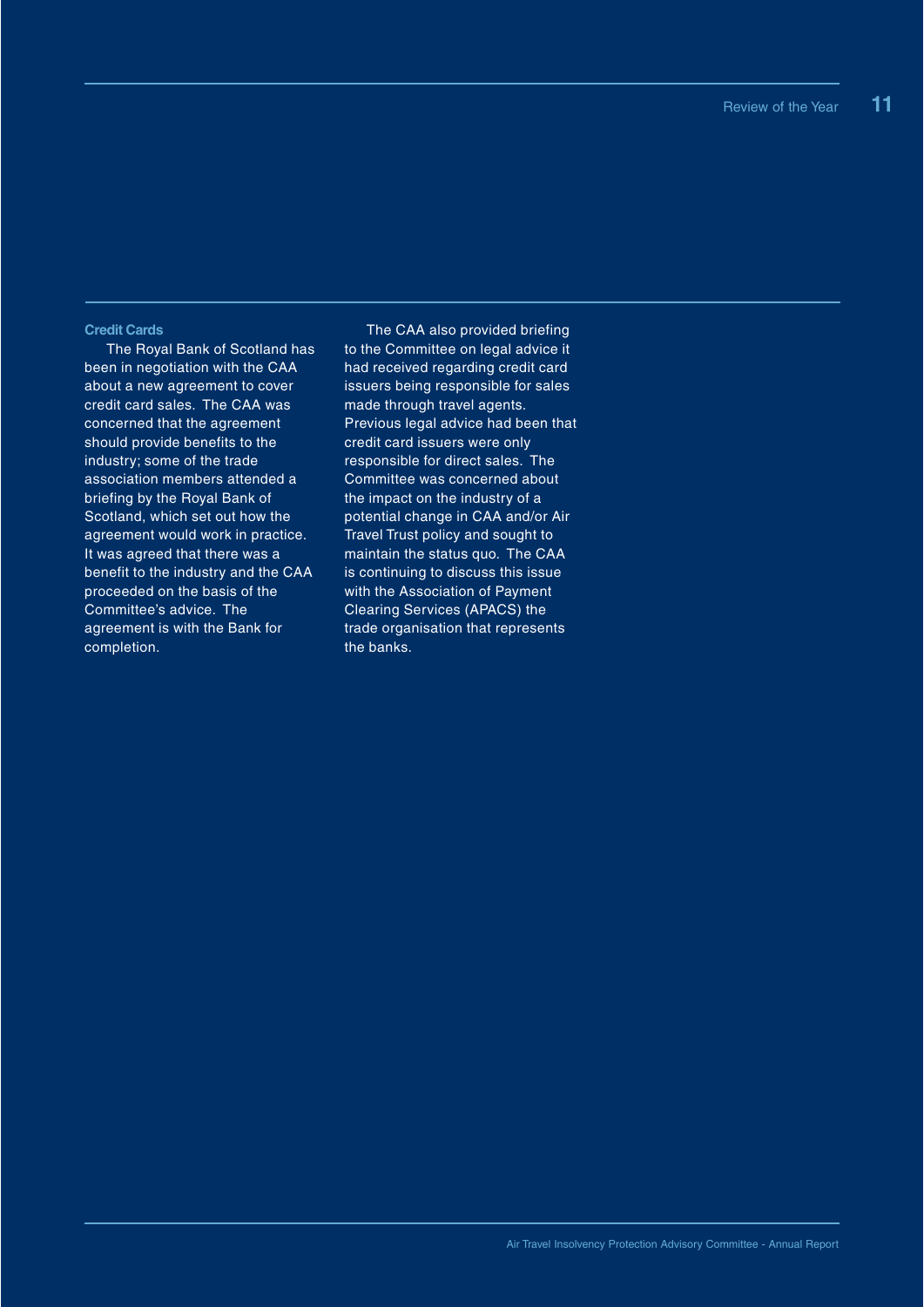### Credit Cards

The Royal Bank of Scotland has been in negotiation with the CAA about a new agreement to cover credit card sales. The CAA was concerned that the agreement should provide benefits to the industry; some of the trade association members attended a briefing by the Royal Bank of Scotland, which set out how the agreement would work in practice. It was agreed that there was a benefit to the industry and the CAA proceeded on the basis of the Committee's advice. The agreement is with the Bank for completion.

The CAA also provided briefing to the Committee on legal advice it had received regarding credit card issuers being responsible for sales made through travel agents. Previous legal advice had been that credit card issuers were only responsible for direct sales. The Committee was concerned about the impact on the industry of a potential change in CAA and/or Air Travel Trust policy and sought to maintain the status quo. The CAA is continuing to discuss this issue with the Association of Payment Clearing Services (APACS) the trade organisation that represents the banks.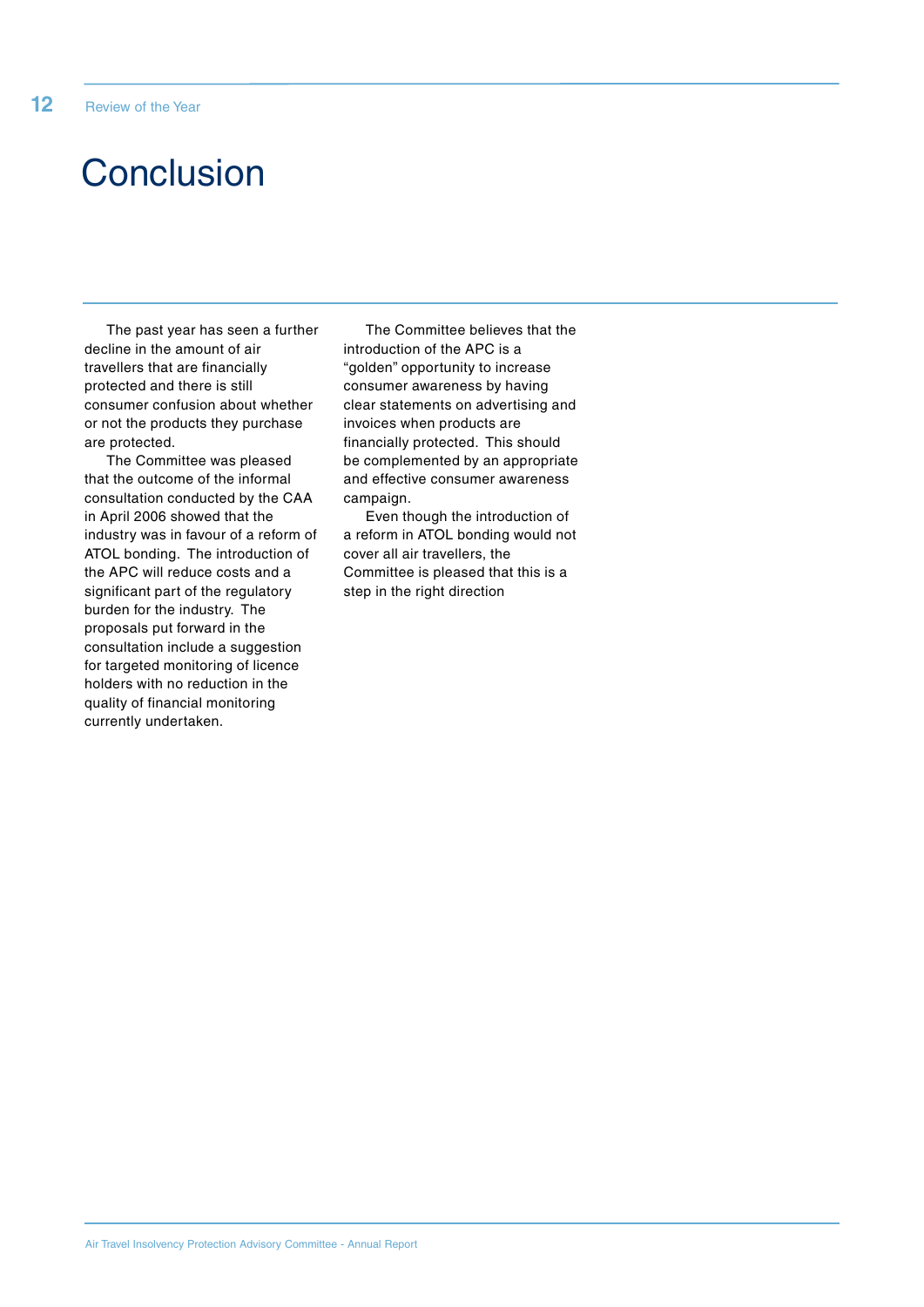# Conclusion

The past year has seen a further decline in the amount of air travellers that are financially protected and there is still consumer confusion about whether or not the products they purchase are protected.

The Committee was pleased that the outcome of the informal consultation conducted by the CAA in April 2006 showed that the industry was in favour of a reform of ATOL bonding. The introduction of the APC will reduce costs and a significant part of the regulatory burden for the industry. The proposals put forward in the consultation include a suggestion for targeted monitoring of licence holders with no reduction in the quality of financial monitoring currently undertaken.

The Committee believes that the introduction of the APC is a "golden" opportunity to increase consumer awareness by having clear statements on advertising and invoices when products are financially protected. This should be complemented by an appropriate and effective consumer awareness campaign.

Even though the introduction of a reform in ATOL bonding would not cover all air travellers, the Committee is pleased that this is a step in the right direction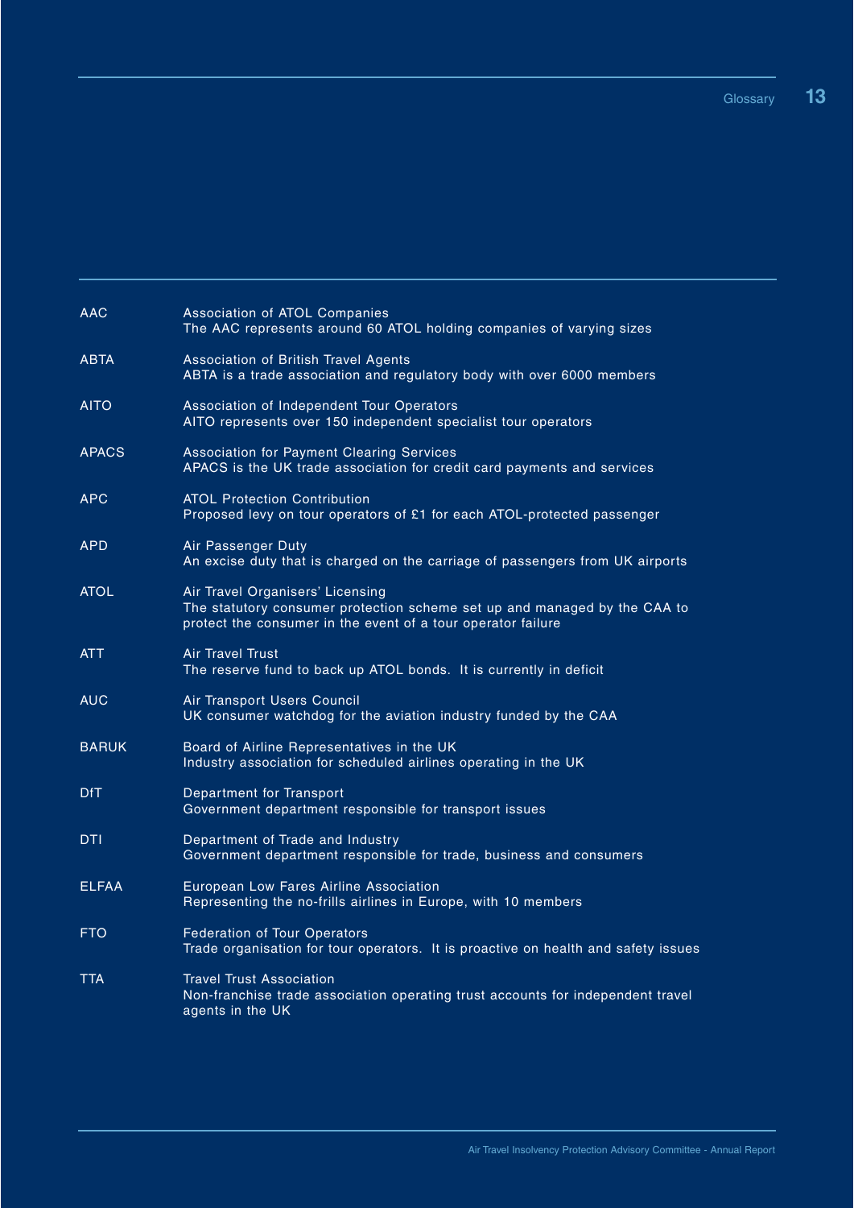# Glossary

| | |
|---|---|
| AAC | Association of ATOL Companies<br>The AAC represents around 60 ATOL holding companies of varying sizes |
| ABTA | Association of British Travel Agents<br>ABTA is a trade association and regulatory body with over 6000 members |
| AITO | Association of Independent Tour Operators<br>AITO represents over 150 independent specialist tour operators |
| APACS | Association for Payment Clearing Services<br>APACS is the UK trade association for credit card payments and services |
| APC | ATOL Protection Contribution<br>Proposed levy on tour operators of £1 for each ATOL-protected passenger |
| APD | Air Passenger Duty<br>An excise duty that is charged on the carriage of passengers from UK airports |
| ATOL | Air Travel Organisers' Licensing<br>The statutory consumer protection scheme set up and managed by the CAA to protect the consumer in the event of a tour operator failure |
| ATT | Air Travel Trust<br>The reserve fund to back up ATOL bonds. It is currently in deficit |
| AUC | Air Transport Users Council<br>UK consumer watchdog for the aviation industry funded by the CAA |
| BARUK | Board of Airline Representatives in the UK<br>Industry association for scheduled airlines operating in the UK |
| DfT | Department for Transport<br>Government department responsible for transport issues |
| DTI | Department of Trade and Industry<br>Government department responsible for trade, business and consumers |
| ELFAA | European Low Fares Airline Association<br>Representing the no-frills airlines in Europe, with 10 members |
| FTO | Federation of Tour Operators<br>Trade organisation for tour operators. It is proactive on health and safety issues |
| TTA | Travel Trust Association<br>Non-franchise trade association operating trust accounts for independent travel agents in the UK |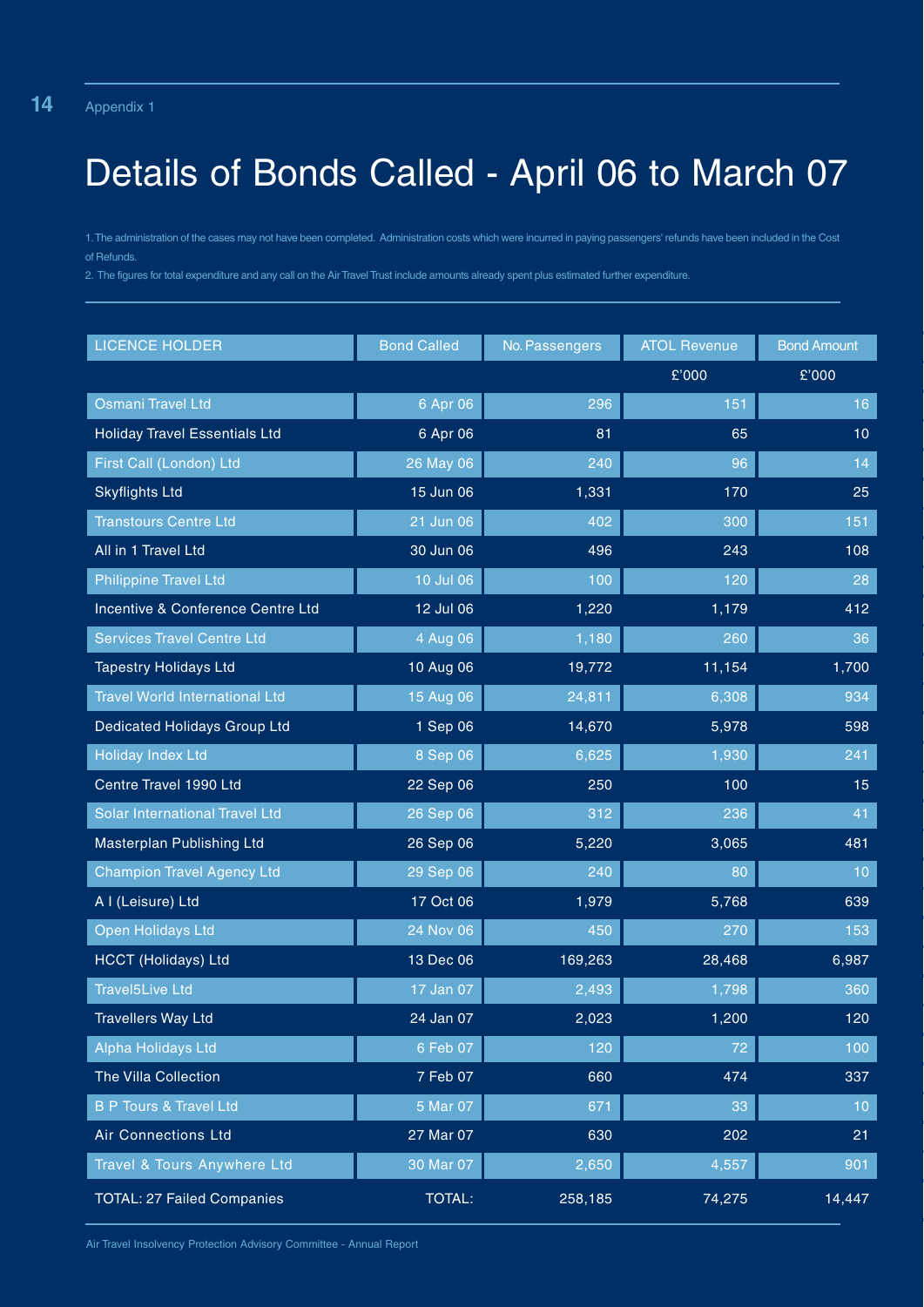Appendix 1

# Details of Bonds Called - April 06 to March 07

1. The administration of the cases may not have been completed. Administration costs which were incurred in paying passengers' refunds have been included in the Cost of Refunds.

2. The figures for total expenditure and any call on the Air Travel Trust include amounts already spent plus estimated further expenditure.

| LICENCE HOLDER | Bond Called | No. Passengers | ATOL Revenue | Bond Amount |
|---|---|---|---|---|
| | | | £'000 | £'000 |
| Osmani Travel Ltd | 6 Apr 06 | 296 | 151 | 16 |
| Holiday Travel Essentials Ltd | 6 Apr 06 | 81 | 65 | 10 |
| First Call (London) Ltd | 26 May 06 | 240 | 96 | 14 |
| Skyflights Ltd | 15 Jun 06 | 1,331 | 170 | 25 |
| Transtours Centre Ltd | 21 Jun 06 | 402 | 300 | 151 |
| All in 1 Travel Ltd | 30 Jun 06 | 496 | 243 | 108 |
| Philippine Travel Ltd | 10 Jul 06 | 100 | 120 | 28 |
| Incentive & Conference Centre Ltd | 12 Jul 06 | 1,220 | 1,179 | 412 |
| Services Travel Centre Ltd | 4 Aug 06 | 1,180 | 260 | 36 |
| Tapestry Holidays Ltd | 10 Aug 06 | 19,772 | 11,154 | 1,700 |
| Travel World International Ltd | 15 Aug 06 | 24,811 | 6,308 | 934 |
| Dedicated Holidays Group Ltd | 1 Sep 06 | 14,670 | 5,978 | 598 |
| Holiday Index Ltd | 8 Sep 06 | 6,625 | 1,930 | 241 |
| Centre Travel 1990 Ltd | 22 Sep 06 | 250 | 100 | 15 |
| Solar International Travel Ltd | 26 Sep 06 | 312 | 236 | 41 |
| Masterplan Publishing Ltd | 26 Sep 06 | 5,220 | 3,065 | 481 |
| Champion Travel Agency Ltd | 29 Sep 06 | 240 | 80 | 10 |
| A I (Leisure) Ltd | 17 Oct 06 | 1,979 | 5,768 | 639 |
| Open Holidays Ltd | 24 Nov 06 | 450 | 270 | 153 |
| HCCT (Holidays) Ltd | 13 Dec 06 | 169,263 | 28,468 | 6,987 |
| Travel5Live Ltd | 17 Jan 07 | 2,493 | 1,798 | 360 |
| Travellers Way Ltd | 24 Jan 07 | 2,023 | 1,200 | 120 |
| Alpha Holidays Ltd | 6 Feb 07 | 120 | 72 | 100 |
| The Villa Collection | 7 Feb 07 | 660 | 474 | 337 |
| B P Tours & Travel Ltd | 5 Mar 07 | 671 | 33 | 10 |
| Air Connections Ltd | 27 Mar 07 | 630 | 202 | 21 |
| Travel & Tours Anywhere Ltd | 30 Mar 07 | 2,650 | 4,557 | 901 |
| TOTAL: 27 Failed Companies | TOTAL: | 258,185 | 74,275 | 14,447 |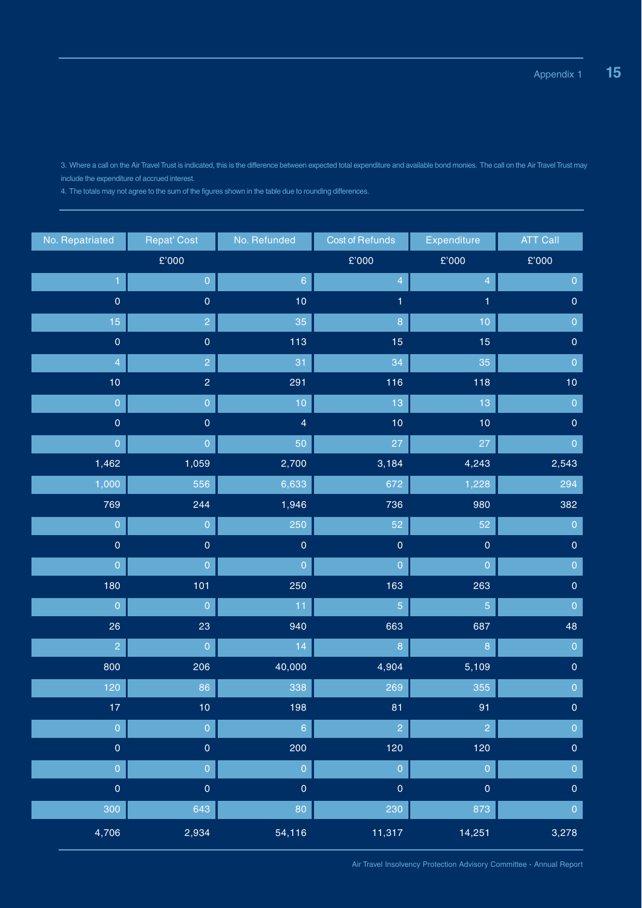3. Where a call on the Air Travel Trust is indicated, this is the difference between expected total expenditure and available bond monies. The call on the Air Travel Trust may include the expenditure of accrued interest.

4. The totals may not agree to the sum of the figures shown in the table due to rounding differences.

| No. Repatriated | Repat' Cost | No. Refunded | Cost of Refunds | Expenditure | ATT Call |
|---|---|---|---|---|---|
| | £'000 | | £'000 | £'000 | £'000 |
| 1 | 0 | 6 | 4 | 4 | 0 |
| 0 | 0 | 10 | 1 | 1 | 0 |
| 15 | 2 | 35 | 8 | 10 | 0 |
| 0 | 0 | 113 | 15 | 15 | 0 |
| 4 | 2 | 31 | 34 | 35 | 0 |
| 10 | 2 | 291 | 116 | 118 | 10 |
| 0 | 0 | 10 | 13 | 13 | 0 |
| 0 | 0 | 4 | 10 | 10 | 0 |
| 0 | 0 | 50 | 27 | 27 | 0 |
| 1,462 | 1,059 | 2,700 | 3,184 | 4,243 | 2,543 |
| 1,000 | 556 | 6,633 | 672 | 1,228 | 294 |
| 769 | 244 | 1,946 | 736 | 980 | 382 |
| 0 | 0 | 250 | 52 | 52 | 0 |
| 0 | 0 | 0 | 0 | 0 | 0 |
| 0 | 0 | 0 | 0 | 0 | 0 |
| 180 | 101 | 250 | 163 | 263 | 0 |
| 0 | 0 | 11 | 5 | 5 | 0 |
| 26 | 23 | 940 | 663 | 687 | 48 |
| 2 | 0 | 14 | 8 | 8 | 0 |
| 800 | 206 | 40,000 | 4,904 | 5,109 | 0 |
| 120 | 86 | 338 | 269 | 355 | 0 |
| 17 | 10 | 198 | 81 | 91 | 0 |
| 0 | 0 | 6 | 2 | 2 | 0 |
| 0 | 0 | 200 | 120 | 120 | 0 |
| 0 | 0 | 0 | 0 | 0 | 0 |
| 0 | 0 | 0 | 0 | 0 | 0 |
| 300 | 643 | 80 | 230 | 873 | 0 |
| 4,706 | 2,934 | 54,116 | 11,317 | 14,251 | 3,278 |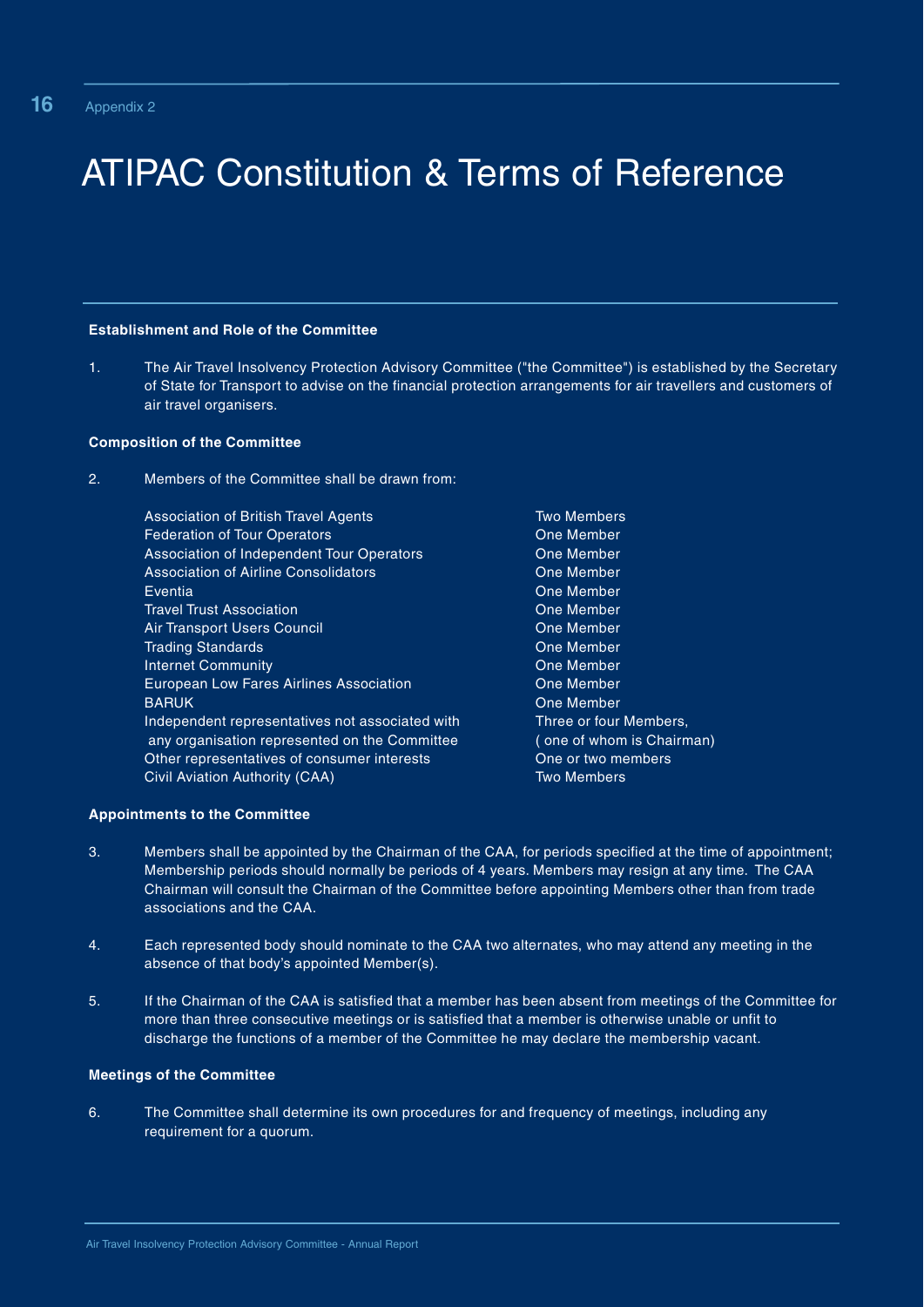Appendix 2

# ATIPAC Constitution & Terms of Reference

**Establishment and Role of the Committee**

1. The Air Travel Insolvency Protection Advisory Committee ("the Committee") is established by the Secretary of State for Transport to advise on the financial protection arrangements for air travellers and customers of air travel organisers.

**Composition of the Committee**

2. Members of the Committee shall be drawn from:

| | |
|---|---|
| Association of British Travel Agents | Two Members |
| Federation of Tour Operators | One Member |
| Association of Independent Tour Operators | One Member |
| Association of Airline Consolidators | One Member |
| Eventia | One Member |
| Travel Trust Association | One Member |
| Air Transport Users Council | One Member |
| Trading Standards | One Member |
| Internet Community | One Member |
| European Low Fares Airlines Association | One Member |
| BARUK | One Member |
| Independent representatives not associated with any organisation represented on the Committee | Three or four Members, ( one of whom is Chairman) |
| Other representatives of consumer interests | One or two members |
| Civil Aviation Authority (CAA) | Two Members |

**Appointments to the Committee**

3. Members shall be appointed by the Chairman of the CAA, for periods specified at the time of appointment; Membership periods should normally be periods of 4 years. Members may resign at any time. The CAA Chairman will consult the Chairman of the Committee before appointing Members other than from trade associations and the CAA.

4. Each represented body should nominate to the CAA two alternates, who may attend any meeting in the absence of that body's appointed Member(s).

5. If the Chairman of the CAA is satisfied that a member has been absent from meetings of the Committee for more than three consecutive meetings or is satisfied that a member is otherwise unable or unfit to discharge the functions of a member of the Committee he may declare the membership vacant.

**Meetings of the Committee**

6. The Committee shall determine its own procedures for and frequency of meetings, including any requirement for a quorum.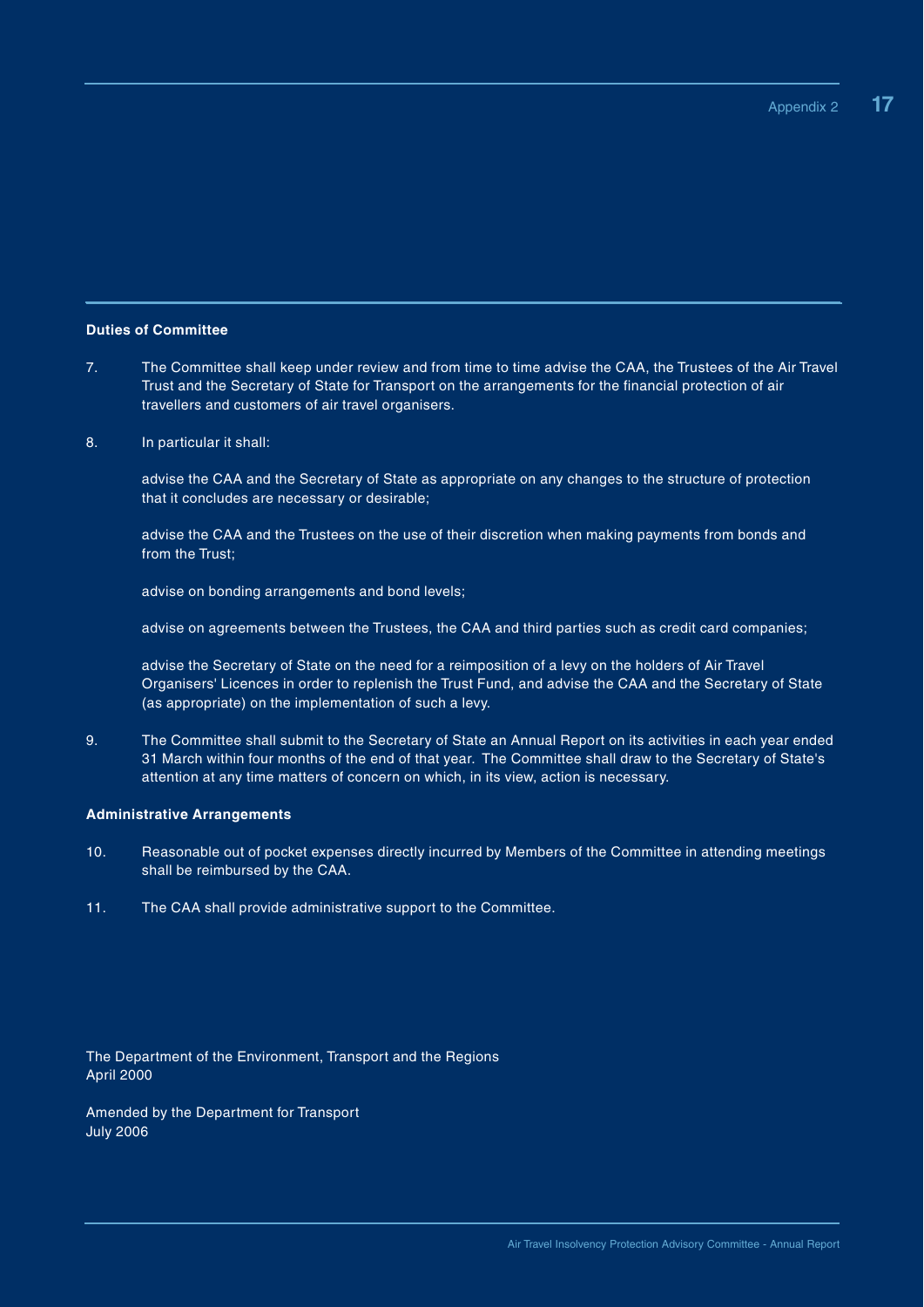**Duties of Committee**

7. The Committee shall keep under review and from time to time advise the CAA, the Trustees of the Air Travel Trust and the Secretary of State for Transport on the arrangements for the financial protection of air travellers and customers of air travel organisers.

8. In particular it shall:

   advise the CAA and the Secretary of State as appropriate on any changes to the structure of protection that it concludes are necessary or desirable;

   advise the CAA and the Trustees on the use of their discretion when making payments from bonds and from the Trust;

   advise on bonding arrangements and bond levels;

   advise on agreements between the Trustees, the CAA and third parties such as credit card companies;

   advise the Secretary of State on the need for a reimposition of a levy on the holders of Air Travel Organisers' Licences in order to replenish the Trust Fund, and advise the CAA and the Secretary of State (as appropriate) on the implementation of such a levy.

9. The Committee shall submit to the Secretary of State an Annual Report on its activities in each year ended 31 March within four months of the end of that year. The Committee shall draw to the Secretary of State's attention at any time matters of concern on which, in its view, action is necessary.

**Administrative Arrangements**

10. Reasonable out of pocket expenses directly incurred by Members of the Committee in attending meetings shall be reimbursed by the CAA.

11. The CAA shall provide administrative support to the Committee.

The Department of the Environment, Transport and the Regions
April 2000

Amended by the Department for Transport
July 2006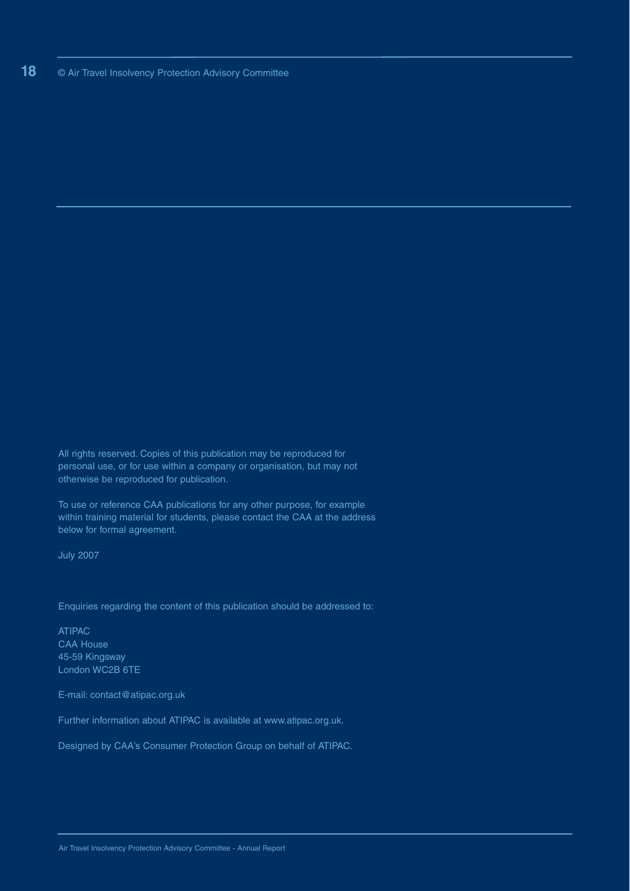© Air Travel Insolvency Protection Advisory Committee

All rights reserved. Copies of this publication may be reproduced for personal use, or for use within a company or organisation, but may not otherwise be reproduced for publication.

To use or reference CAA publications for any other purpose, for example within training material for students, please contact the CAA at the address below for formal agreement.

July 2007

Enquiries regarding the content of this publication should be addressed to:

ATIPAC
CAA House
45-59 Kingsway
London WC2B 6TE

E-mail: contact@atipac.org.uk

Further information about ATIPAC is available at www.atipac.org.uk.

Designed by CAA's Consumer Protection Group on behalf of ATIPAC.